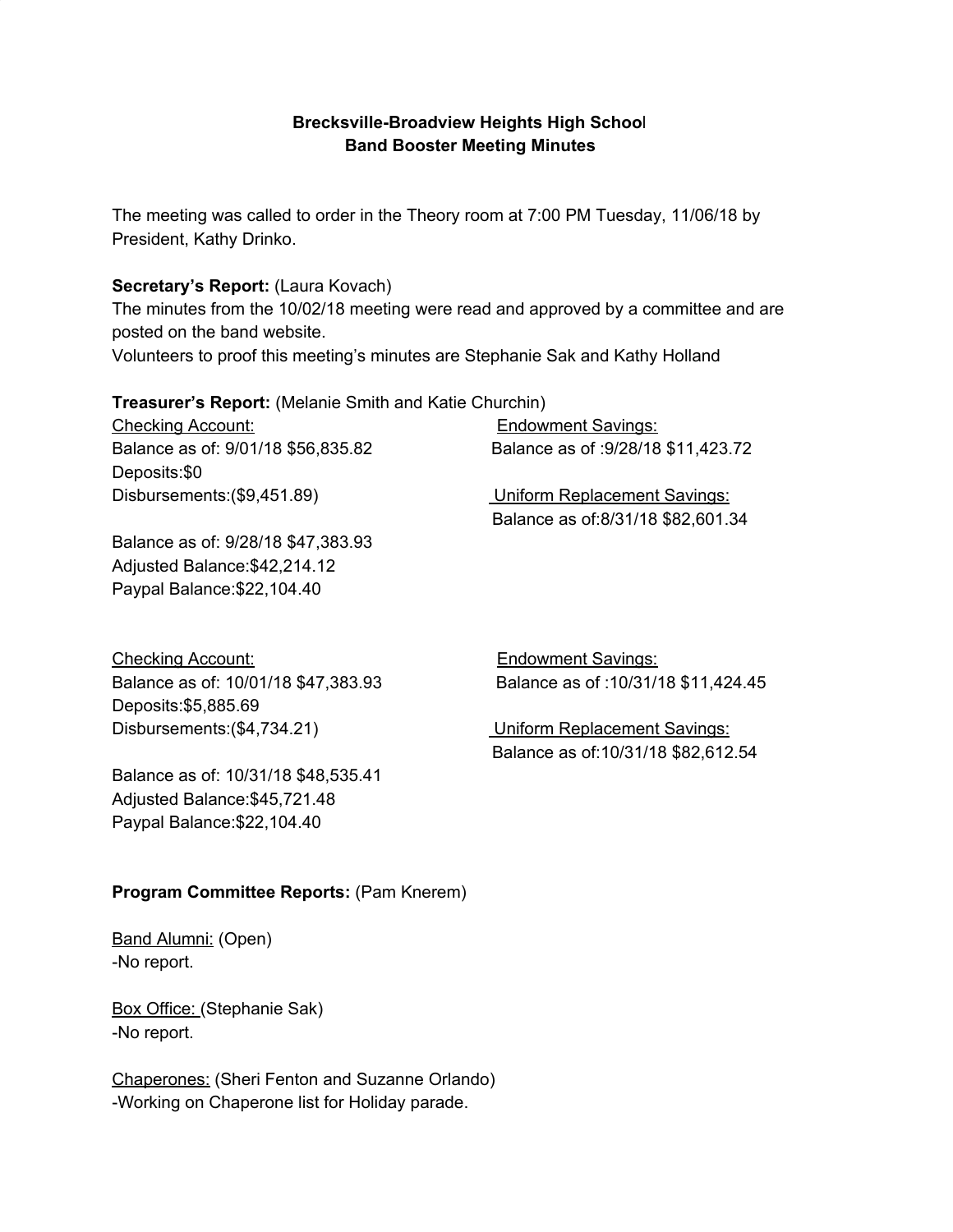**Brecksville-Broadview Heights High School**
**Band Booster Meeting Minutes**

The meeting was called to order in the Theory room at 7:00 PM Tuesday, 11/06/18 by President, Kathy Drinko.

**Secretary's Report:** (Laura Kovach)
The minutes from the 10/02/18 meeting were read and approved by a committee and are posted on the band website.
Volunteers to proof this meeting's minutes are Stephanie Sak and Kathy Holland

**Treasurer's Report:** (Melanie Smith and Katie Churchin)

<u>Checking Account:</u>
Balance as of: 9/01/18 $56,835.82
Deposits:$0
Disbursements:($9,451.89)

Balance as of: 9/28/18 $47,383.93
Adjusted Balance:$42,214.12
Paypal Balance:$22,104.40

<u>Endowment Savings:</u>
Balance as of :9/28/18 $11,423.72

<u>Uniform Replacement Savings:</u>
Balance as of:8/31/18 $82,601.34

<u>Checking Account:</u>
Balance as of: 10/01/18 $47,383.93
Deposits:$5,885.69
Disbursements:($4,734.21)

Balance as of: 10/31/18 $48,535.41
Adjusted Balance:$45,721.48
Paypal Balance:$22,104.40

<u>Endowment Savings:</u>
Balance as of :10/31/18 $11,424.45

<u>Uniform Replacement Savings:</u>
Balance as of:10/31/18 $82,612.54

**Program Committee Reports:** (Pam Knerem)

<u>Band Alumni:</u> (Open)
-No report.

<u>Box Office:</u> (Stephanie Sak)
-No report.

<u>Chaperones:</u> (Sheri Fenton and Suzanne Orlando)
-Working on Chaperone list for Holiday parade.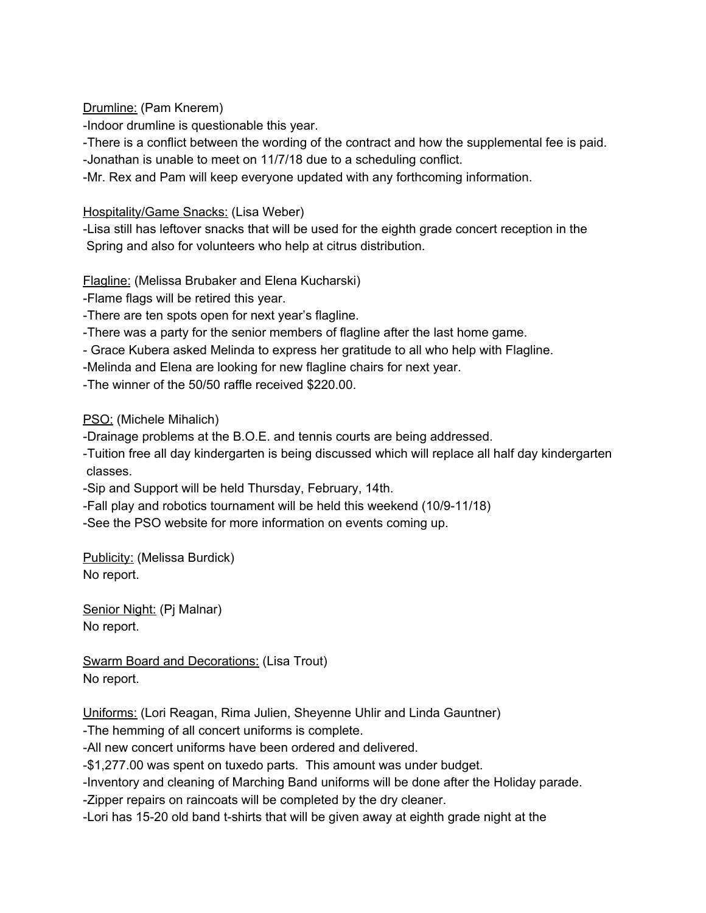<u>Drumline:</u> (Pam Knerem)

-Indoor drumline is questionable this year.

-There is a conflict between the wording of the contract and how the supplemental fee is paid.

-Jonathan is unable to meet on 11/7/18 due to a scheduling conflict.

-Mr. Rex and Pam will keep everyone updated with any forthcoming information.

<u>Hospitality/Game Snacks:</u> (Lisa Weber)

-Lisa still has leftover snacks that will be used for the eighth grade concert reception in the Spring and also for volunteers who help at citrus distribution.

<u>Flagline:</u> (Melissa Brubaker and Elena Kucharski)

-Flame flags will be retired this year.

-There are ten spots open for next year's flagline.

-There was a party for the senior members of flagline after the last home game.

- Grace Kubera asked Melinda to express her gratitude to all who help with Flagline.

-Melinda and Elena are looking for new flagline chairs for next year.

-The winner of the 50/50 raffle received $220.00.

<u>PSO:</u> (Michele Mihalich)

-Drainage problems at the B.O.E. and tennis courts are being addressed.

-Tuition free all day kindergarten is being discussed which will replace all half day kindergarten classes.

-Sip and Support will be held Thursday, February, 14th.

-Fall play and robotics tournament will be held this weekend (10/9-11/18)

-See the PSO website for more information on events coming up.

<u>Publicity:</u> (Melissa Burdick)

No report.

<u>Senior Night:</u> (Pj Malnar)

No report.

<u>Swarm Board and Decorations:</u> (Lisa Trout)

No report.

<u>Uniforms:</u> (Lori Reagan, Rima Julien, Sheyenne Uhlir and Linda Gauntner)

-The hemming of all concert uniforms is complete.

-All new concert uniforms have been ordered and delivered.

-$1,277.00 was spent on tuxedo parts. This amount was under budget.

-Inventory and cleaning of Marching Band uniforms will be done after the Holiday parade.

-Zipper repairs on raincoats will be completed by the dry cleaner.

-Lori has 15-20 old band t-shirts that will be given away at eighth grade night at the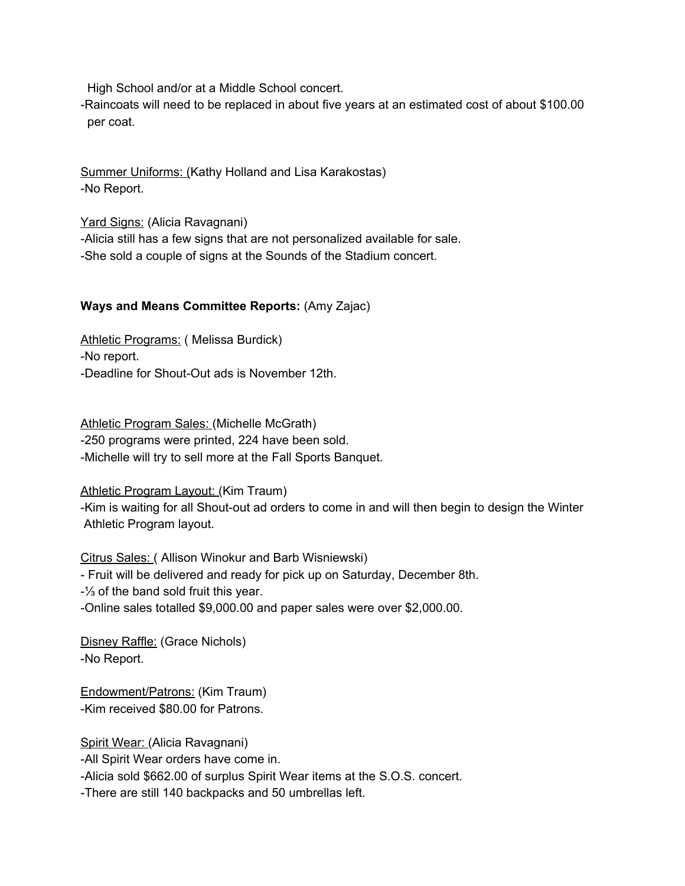High School and/or at a Middle School concert.

-Raincoats will need to be replaced in about five years at an estimated cost of about $100.00 per coat.

<u>Summer Uniforms:</u> (Kathy Holland and Lisa Karakostas)
-No Report.

<u>Yard Signs:</u> (Alicia Ravagnani)
-Alicia still has a few signs that are not personalized available for sale.
-She sold a couple of signs at the Sounds of the Stadium concert.

**Ways and Means Committee Reports:** (Amy Zajac)

<u>Athletic Programs:</u> ( Melissa Burdick)
-No report.
-Deadline for Shout-Out ads is November 12th.

<u>Athletic Program Sales:</u> (Michelle McGrath)
-250 programs were printed, 224 have been sold.
-Michelle will try to sell more at the Fall Sports Banquet.

<u>Athletic Program Layout:</u> (Kim Traum)
-Kim is waiting for all Shout-out ad orders to come in and will then begin to design the Winter Athletic Program layout.

<u>Citrus Sales:</u> ( Allison Winokur and Barb Wisniewski)
- Fruit will be delivered and ready for pick up on Saturday, December 8th.
-⅓ of the band sold fruit this year.
-Online sales totalled $9,000.00 and paper sales were over $2,000.00.

<u>Disney Raffle:</u> (Grace Nichols)
-No Report.

<u>Endowment/Patrons:</u> (Kim Traum)
-Kim received $80.00 for Patrons.

<u>Spirit Wear:</u> (Alicia Ravagnani)
-All Spirit Wear orders have come in.
-Alicia sold $662.00 of surplus Spirit Wear items at the S.O.S. concert.
-There are still 140 backpacks and 50 umbrellas left.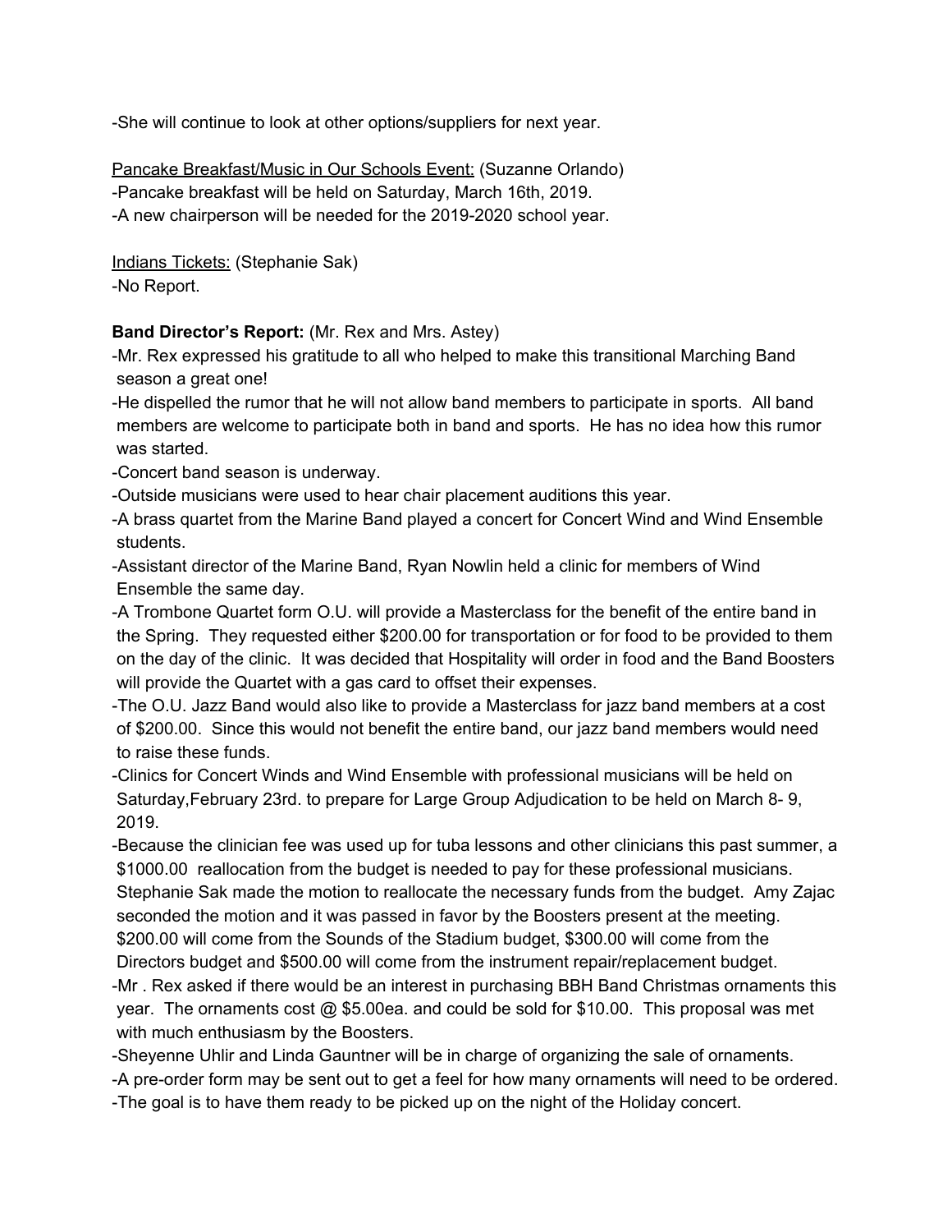-She will continue to look at other options/suppliers for next year.

Pancake Breakfast/Music in Our Schools Event: (Suzanne Orlando)
-Pancake breakfast will be held on Saturday, March 16th, 2019.
-A new chairperson will be needed for the 2019-2020 school year.

Indians Tickets: (Stephanie Sak)
-No Report.

**Band Director's Report:** (Mr. Rex and Mrs. Astey)
-Mr. Rex expressed his gratitude to all who helped to make this transitional Marching Band season a great one!
-He dispelled the rumor that he will not allow band members to participate in sports. All band members are welcome to participate both in band and sports. He has no idea how this rumor was started.
-Concert band season is underway.
-Outside musicians were used to hear chair placement auditions this year.
-A brass quartet from the Marine Band played a concert for Concert Wind and Wind Ensemble students.
-Assistant director of the Marine Band, Ryan Nowlin held a clinic for members of Wind Ensemble the same day.
-A Trombone Quartet form O.U. will provide a Masterclass for the benefit of the entire band in the Spring. They requested either $200.00 for transportation or for food to be provided to them on the day of the clinic. It was decided that Hospitality will order in food and the Band Boosters will provide the Quartet with a gas card to offset their expenses.
-The O.U. Jazz Band would also like to provide a Masterclass for jazz band members at a cost of $200.00. Since this would not benefit the entire band, our jazz band members would need to raise these funds.
-Clinics for Concert Winds and Wind Ensemble with professional musicians will be held on Saturday,February 23rd. to prepare for Large Group Adjudication to be held on March 8- 9, 2019.
-Because the clinician fee was used up for tuba lessons and other clinicians this past summer, a $1000.00 reallocation from the budget is needed to pay for these professional musicians. Stephanie Sak made the motion to reallocate the necessary funds from the budget. Amy Zajac seconded the motion and it was passed in favor by the Boosters present at the meeting. $200.00 will come from the Sounds of the Stadium budget, $300.00 will come from the Directors budget and $500.00 will come from the instrument repair/replacement budget.
-Mr . Rex asked if there would be an interest in purchasing BBH Band Christmas ornaments this year. The ornaments cost @ $5.00ea. and could be sold for $10.00. This proposal was met with much enthusiasm by the Boosters.
-Sheyenne Uhlir and Linda Gauntner will be in charge of organizing the sale of ornaments.
-A pre-order form may be sent out to get a feel for how many ornaments will need to be ordered.
-The goal is to have them ready to be picked up on the night of the Holiday concert.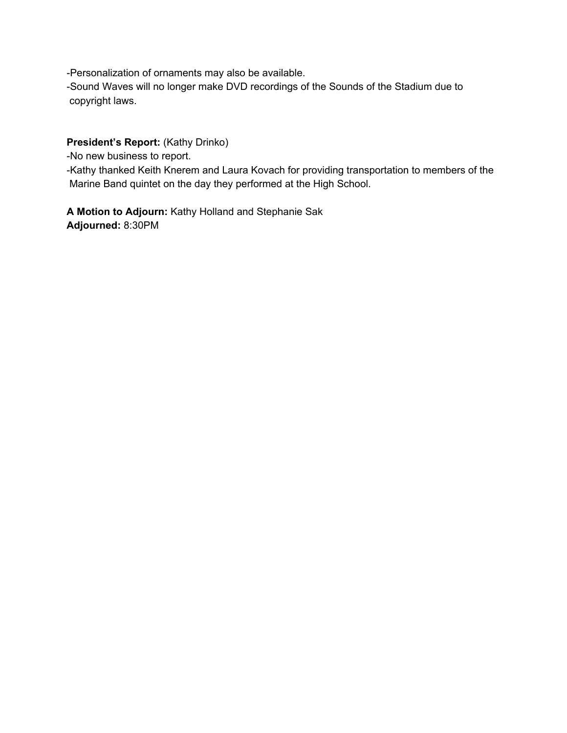-Personalization of ornaments may also be available.
-Sound Waves will no longer make DVD recordings of the Sounds of the Stadium due to copyright laws.

**President's Report:** (Kathy Drinko)
-No new business to report.
-Kathy thanked Keith Knerem and Laura Kovach for providing transportation to members of the Marine Band quintet on the day they performed at the High School.

**A Motion to Adjourn:** Kathy Holland and Stephanie Sak
**Adjourned:** 8:30PM